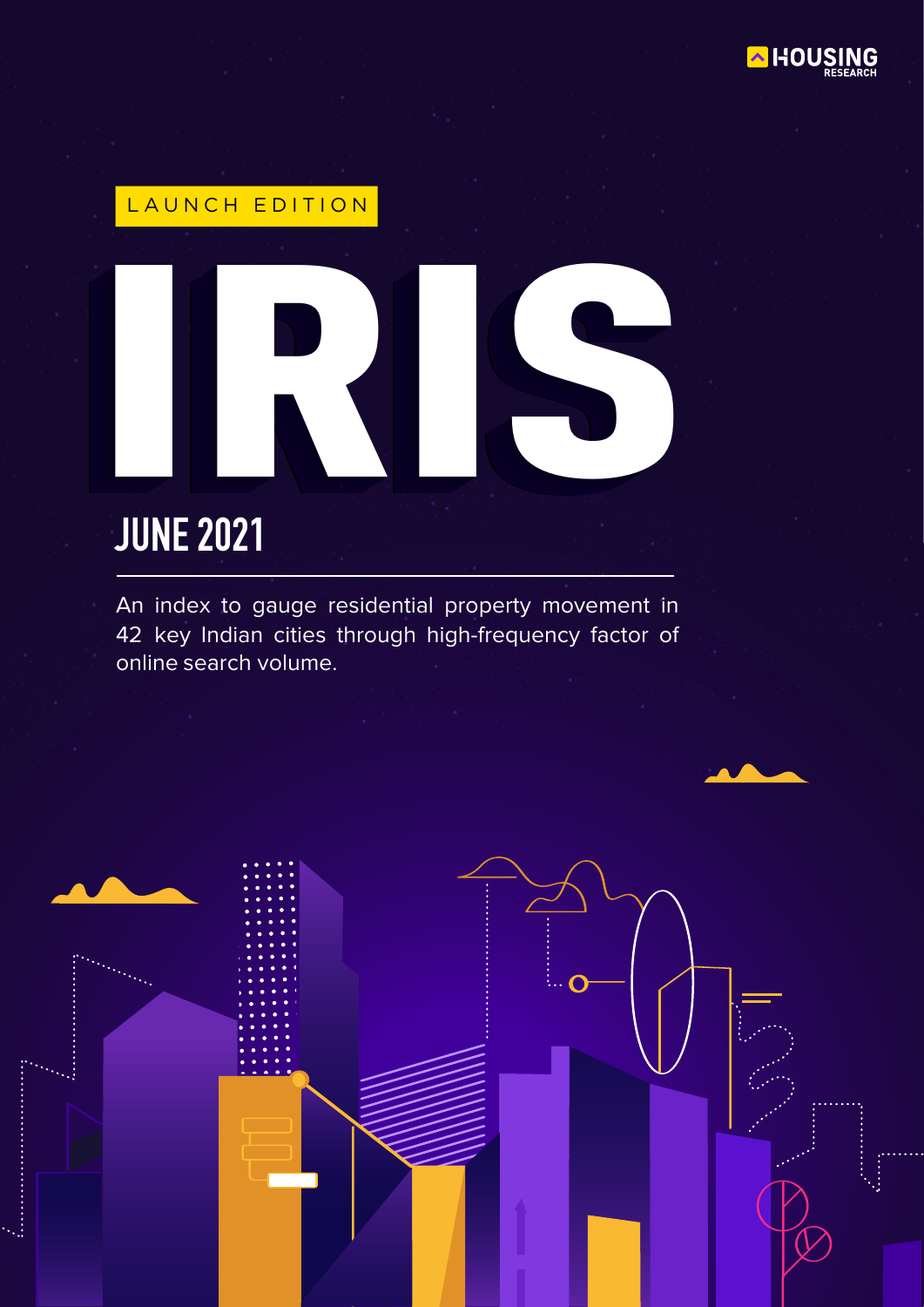HOUSING RESEARCH

LAUNCH EDITION

# IRIS

## JUNE 2021

An index to gauge residential property movement in 42 key Indian cities through high-frequency factor of online search volume.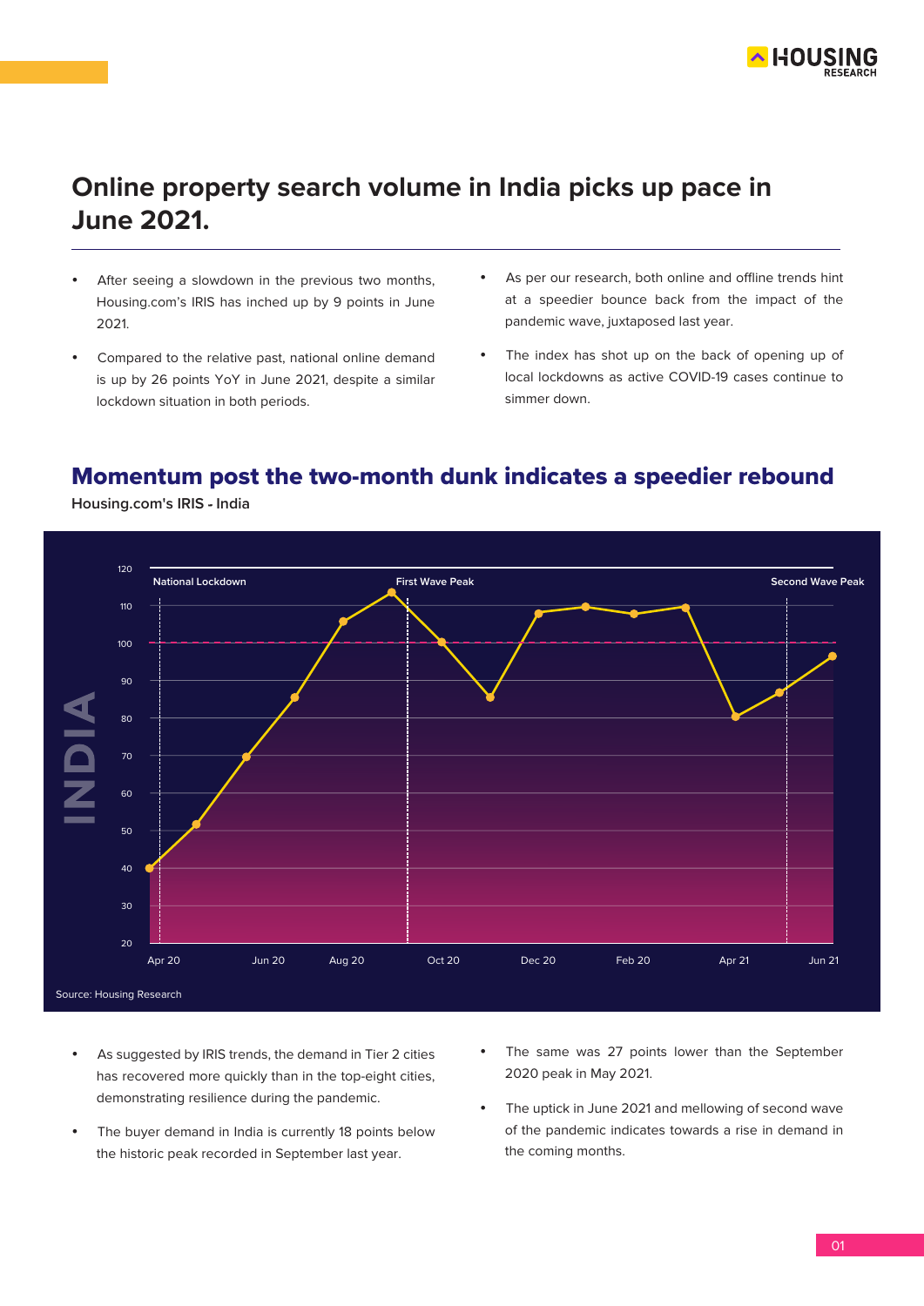# Online property search volume in India picks up pace in June 2021.

- After seeing a slowdown in the previous two months, Housing.com's IRIS has inched up by 9 points in June 2021.
- Compared to the relative past, national online demand is up by 26 points YoY in June 2021, despite a similar lockdown situation in both periods.
- As per our research, both online and offline trends hint at a speedier bounce back from the impact of the pandemic wave, juxtaposed last year.
- The index has shot up on the back of opening up of local lockdowns as active COVID-19 cases continue to simmer down.

## Momentum post the two-month dunk indicates a speedier rebound

Housing.com's IRIS - India

INDIA

National Lockdown | First Wave Peak | Second Wave Peak

120, 110, 100, 90, 80, 70, 60, 50, 40, 30, 20

Apr 20 | Jun 20 | Aug 20 | Oct 20 | Dec 20 | Feb 20 | Apr 21 | Jun 21

Source: Housing Research

- As suggested by IRIS trends, the demand in Tier 2 cities has recovered more quickly than in the top-eight cities, demonstrating resilience during the pandemic.
- The buyer demand in India is currently 18 points below the historic peak recorded in September last year.
- The same was 27 points lower than the September 2020 peak in May 2021.
- The uptick in June 2021 and mellowing of second wave of the pandemic indicates towards a rise in demand in the coming months.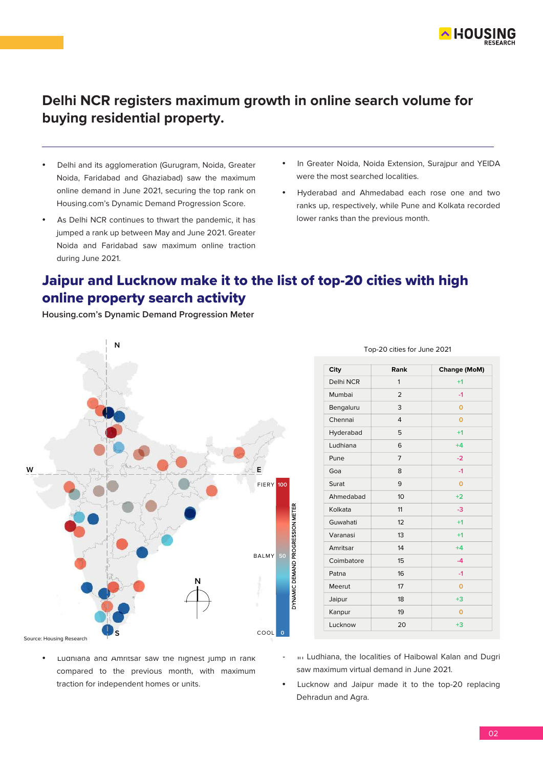## Delhi NCR registers maximum growth in online search volume for buying residential property.

- Delhi and its agglomeration (Gurugram, Noida, Greater Noida, Faridabad and Ghaziabad) saw the maximum online demand in June 2021, securing the top rank on Housing.com's Dynamic Demand Progression Score.
- As Delhi NCR continues to thwart the pandemic, it has jumped a rank up between May and June 2021. Greater Noida and Faridabad saw maximum online traction during June 2021.
- In Greater Noida, Noida Extension, Surajpur and YEIDA were the most searched localities.
- Hyderabad and Ahmedabad each rose one and two ranks up, respectively, while Pune and Kolkata recorded lower ranks than the previous month.

## Jaipur and Lucknow make it to the list of top-20 cities with high online property search activity

**Housing.com's Dynamic Demand Progression Meter**

Top-20 cities for June 2021

| City | Rank | Change (MoM) |
|---|---|---|
| Delhi NCR | 1 | +1 |
| Mumbai | 2 | -1 |
| Bengaluru | 3 | 0 |
| Chennai | 4 | 0 |
| Hyderabad | 5 | +1 |
| Ludhiana | 6 | +4 |
| Pune | 7 | -2 |
| Goa | 8 | -1 |
| Surat | 9 | 0 |
| Ahmedabad | 10 | +2 |
| Kolkata | 11 | -3 |
| Guwahati | 12 | +1 |
| Varanasi | 13 | +1 |
| Amritsar | 14 | +4 |
| Coimbatore | 15 | -4 |
| Patna | 16 | -1 |
| Meerut | 17 | 0 |
| Jaipur | 18 | +3 |
| Kanpur | 19 | 0 |
| Lucknow | 20 | +3 |

Source: Housing Research

- Ludhiana and Amritsar saw the highest jump in rank compared to the previous month, with maximum traction for independent homes or units.
- In Ludhiana, the localities of Haibowal Kalan and Dugri saw maximum virtual demand in June 2021.
- Lucknow and Jaipur made it to the top-20 replacing Dehradun and Agra.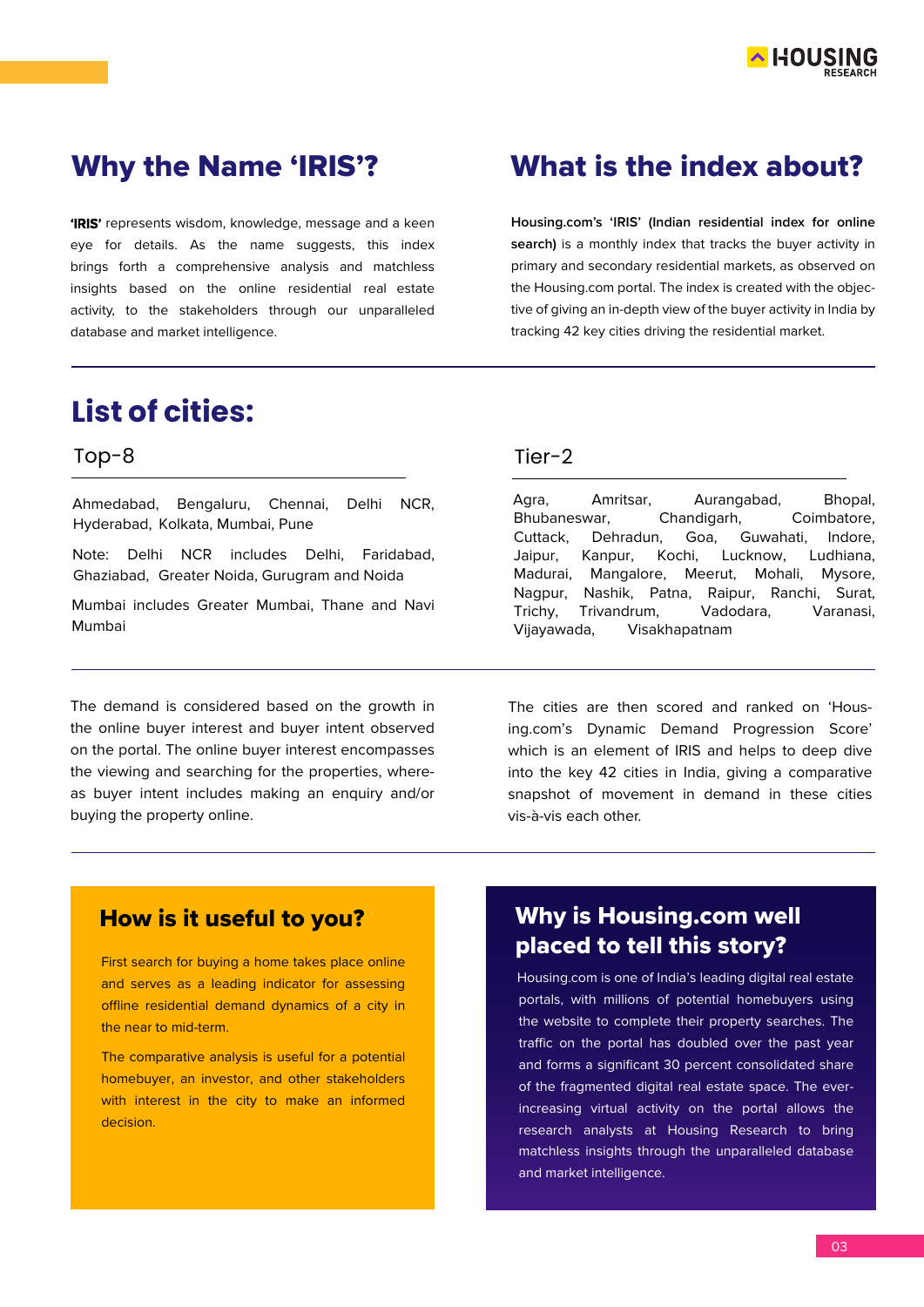## Why the Name 'IRIS'?

**'IRIS'** represents wisdom, knowledge, message and a keen eye for details. As the name suggests, this index brings forth a comprehensive analysis and matchless insights based on the online residential real estate activity, to the stakeholders through our unparalleled database and market intelligence.

## What is the index about?

**Housing.com's 'IRIS' (Indian residential index for online search)** is a monthly index that tracks the buyer activity in primary and secondary residential markets, as observed on the Housing.com portal. The index is created with the objective of giving an in-depth view of the buyer activity in India by tracking 42 key cities driving the residential market.

## List of cities:

### Top-8

Ahmedabad, Bengaluru, Chennai, Delhi NCR, Hyderabad, Kolkata, Mumbai, Pune

Note: Delhi NCR includes Delhi, Faridabad, Ghaziabad, Greater Noida, Gurugram and Noida

Mumbai includes Greater Mumbai, Thane and Navi Mumbai

### Tier-2

Agra, Amritsar, Aurangabad, Bhopal, Bhubaneswar, Chandigarh, Coimbatore, Cuttack, Dehradun, Goa, Guwahati, Indore, Jaipur, Kanpur, Kochi, Lucknow, Ludhiana, Madurai, Mangalore, Meerut, Mohali, Mysore, Nagpur, Nashik, Patna, Raipur, Ranchi, Surat, Trichy, Trivandrum, Vadodara, Varanasi, Vijayawada, Visakhapatnam

The demand is considered based on the growth in the online buyer interest and buyer intent observed on the portal. The online buyer interest encompasses the viewing and searching for the properties, whereas buyer intent includes making an enquiry and/or buying the property online.

The cities are then scored and ranked on 'Housing.com's Dynamic Demand Progression Score' which is an element of IRIS and helps to deep dive into the key 42 cities in India, giving a comparative snapshot of movement in demand in these cities vis-à-vis each other.

## How is it useful to you?

First search for buying a home takes place online and serves as a leading indicator for assessing offline residential demand dynamics of a city in the near to mid-term.

The comparative analysis is useful for a potential homebuyer, an investor, and other stakeholders with interest in the city to make an informed decision.

## Why is Housing.com well placed to tell this story?

Housing.com is one of India's leading digital real estate portals, with millions of potential homebuyers using the website to complete their property searches. The traffic on the portal has doubled over the past year and forms a significant 30 percent consolidated share of the fragmented digital real estate space. The ever-increasing virtual activity on the portal allows the research analysts at Housing Research to bring matchless insights through the unparalleled database and market intelligence.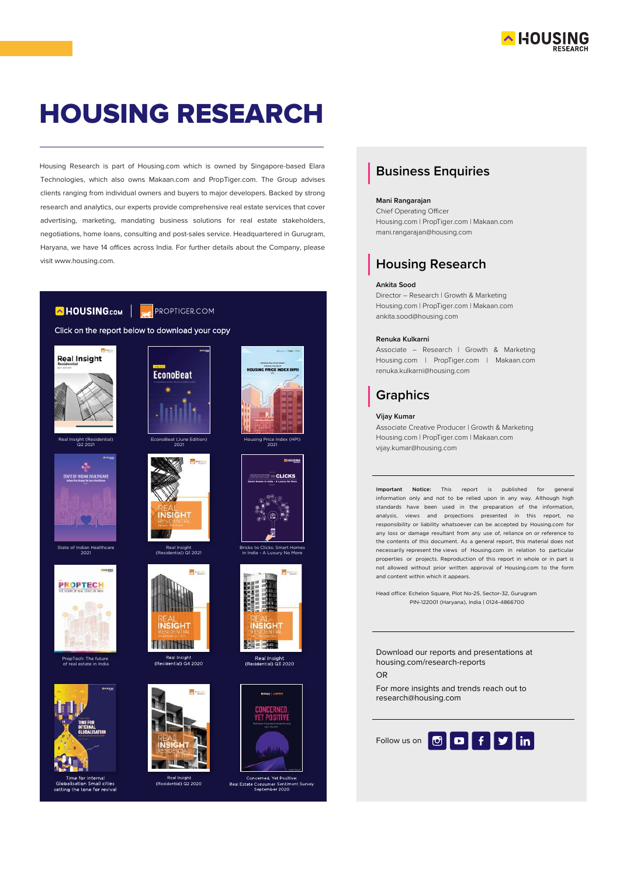# HOUSING RESEARCH

Housing Research is part of Housing.com which is owned by Singapore-based Elara Technologies, which also owns Makaan.com and PropTiger.com. The Group advises clients ranging from individual owners and buyers to major developers. Backed by strong research and analytics, our experts provide comprehensive real estate services that cover advertising, marketing, mandating business solutions for real estate stakeholders, negotiations, home loans, consulting and post-sales service. Headquartered in Gurugram, Haryana, we have 14 offices across India. For further details about the Company, please visit www.housing.com.

HOUSING.COM | PROPTIGER.COM

Click on the report below to download your copy

Real Insight (Residential) Q2 2021

EconoBeat (June Edition) 2021

Housing Price Index (HPI) 2021

State of Indian Healthcare 2021

Real Insight (Residential) Q1 2021

Bricks to Clicks: Smart Homes in India - A Luxury No More

PropTech: The future of real estate in India

Real Insight (Residential) Q4 2020

Real Insight (Residential) Q3 2020

Time for Internal Globalisation Small cities setting the tone for revival

Real Insight (Residential) Q2 2020

Concerned, Yet Positive: Real Estate Consumer Sentiment Survey September 2020

## Business Enquiries

**Mani Rangarajan**
Chief Operating Officer
Housing.com | PropTiger.com | Makaan.com
mani.rangarajan@housing.com

## Housing Research

**Ankita Sood**
Director – Research | Growth & Marketing
Housing.com | PropTiger.com | Makaan.com
ankita.sood@housing.com

**Renuka Kulkarni**
Associate – Research | Growth & Marketing
Housing.com | PropTiger.com | Makaan.com
renuka.kulkarni@housing.com

## Graphics

**Vijay Kumar**
Associate Creative Producer | Growth & Marketing
Housing.com | PropTiger.com | Makaan.com
vijay.kumar@housing.com

**Important Notice:** This report is published for general information only and not to be relied upon in any way. Although high standards have been used in the preparation of the information, analysis, views and projections presented in this report, no responsibility or liability whatsoever can be accepted by Housing.com for any loss or damage resultant from any use of, reliance on or reference to the contents of this document. As a general report, this material does not necessarily represent the views of Housing.com in relation to particular properties or projects. Reproduction of this report in whole or in part is not allowed without prior written approval of Housing.com to the form and content within which it appears.

Head office: Echelon Square, Plot No-25, Sector-32, Gurugram PIN-122001 (Haryana), India | 0124-4866700

Download our reports and presentations at housing.com/research-reports

OR

For more insights and trends reach out to research@housing.com

Follow us on